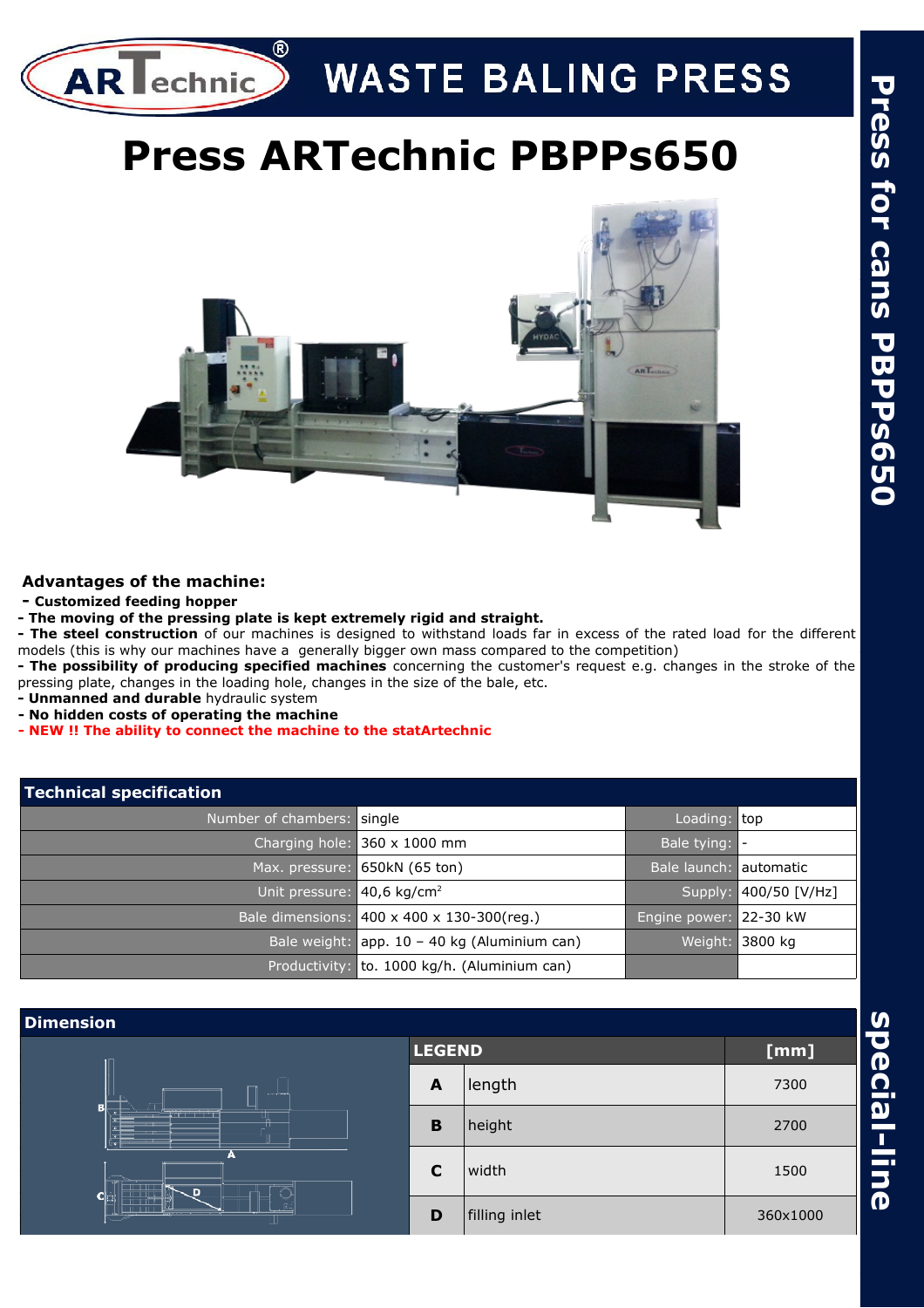# WASTE BALING PRESS

# Press ARTechnic PBPPs650

Press for cans PBPPs650

### Advantages of the machine:

- **Customized feeding hopper**
- **The moving of the pressing plate is kept extremely rigid and straight.**
- **The steel construction** of our machines is designed to withstand loads far in excess of the rated load for the different models (this is why our machines have a generally bigger own mass compared to the competition)
- **The possibility of producing specified machines** concerning the customer's request e.g. changes in the stroke of the pressing plate, changes in the loading hole, changes in the size of the bale, etc.
- **Unmanned and durable** hydraulic system
- **No hidden costs of operating the machine**
- **NEW !! The ability to connect the machine to the statArtechnic**

## Technical specification

| | | | |
|---|---|---|---|
| Number of chambers: | single | Loading: | top |
| Charging hole: | 360 x 1000 mm | Bale tying: | - |
| Max. pressure: | 650kN (65 ton) | Bale launch: | automatic |
| Unit pressure: | 40,6 kg/cm$^2$ | Supply: | 400/50 [V/Hz] |
| Bale dimensions: | 400 x 400 x 130-300(reg.) | Engine power: | 22-30 kW |
| Bale weight: | app. 10 – 40 kg (Aluminium can) | Weight: | 3800 kg |
| Productivity: | to. 1000 kg/h. (Aluminium can) | | |

## Dimension

| LEGEND | | [mm] |
|---|---|---|
| A | length | 7300 |
| B | height | 2700 |
| C | width | 1500 |
| D | filling inlet | 360x1000 |

special-line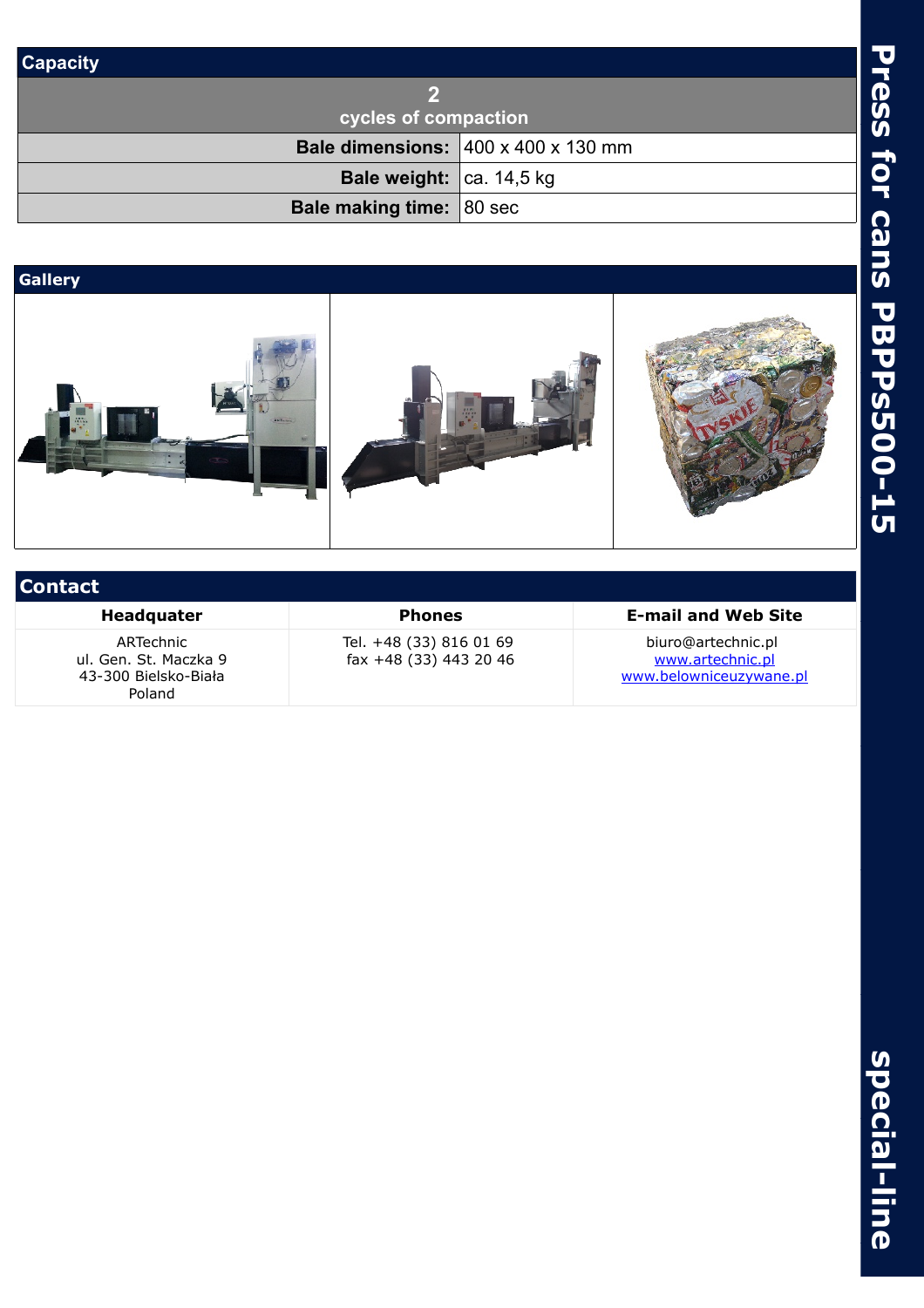## Capacity

**2**
**cycles of compaction**

| | |
|---|---|
| **Bale dimensions:** | 400 x 400 x 130 mm |
| **Bale weight:** | ca. 14,5 kg |
| **Bale making time:** | 80 sec |

## Gallery

## Contact

| Headquater | Phones | E-mail and Web Site |
|---|---|---|
| ARTechnic<br>ul. Gen. St. Maczka 9<br>43-300 Bielsko-Biała<br>Poland | Tel. +48 (33) 816 01 69<br>fax +48 (33) 443 20 46 | biuro@artechnic.pl<br>www.artechnic.pl<br>www.belowniceuzywane.pl |